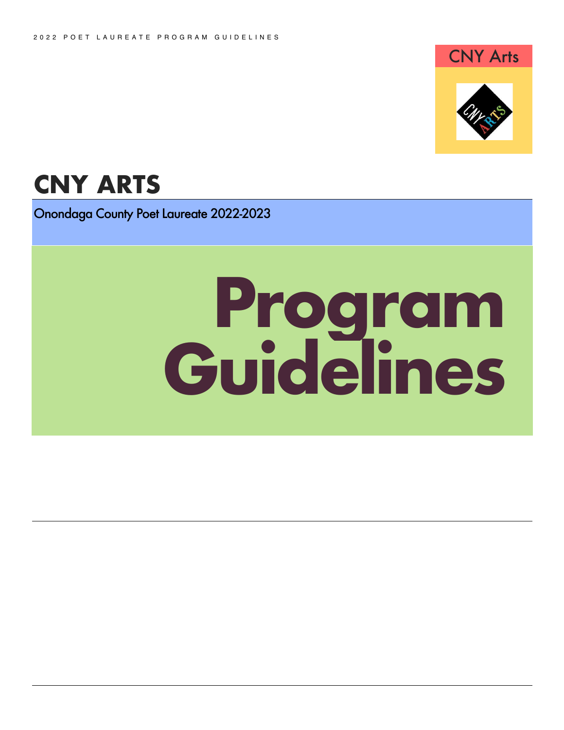# CNY ARTS

Onondaga County Poet Laureate 2022-2023

# Program Guidelines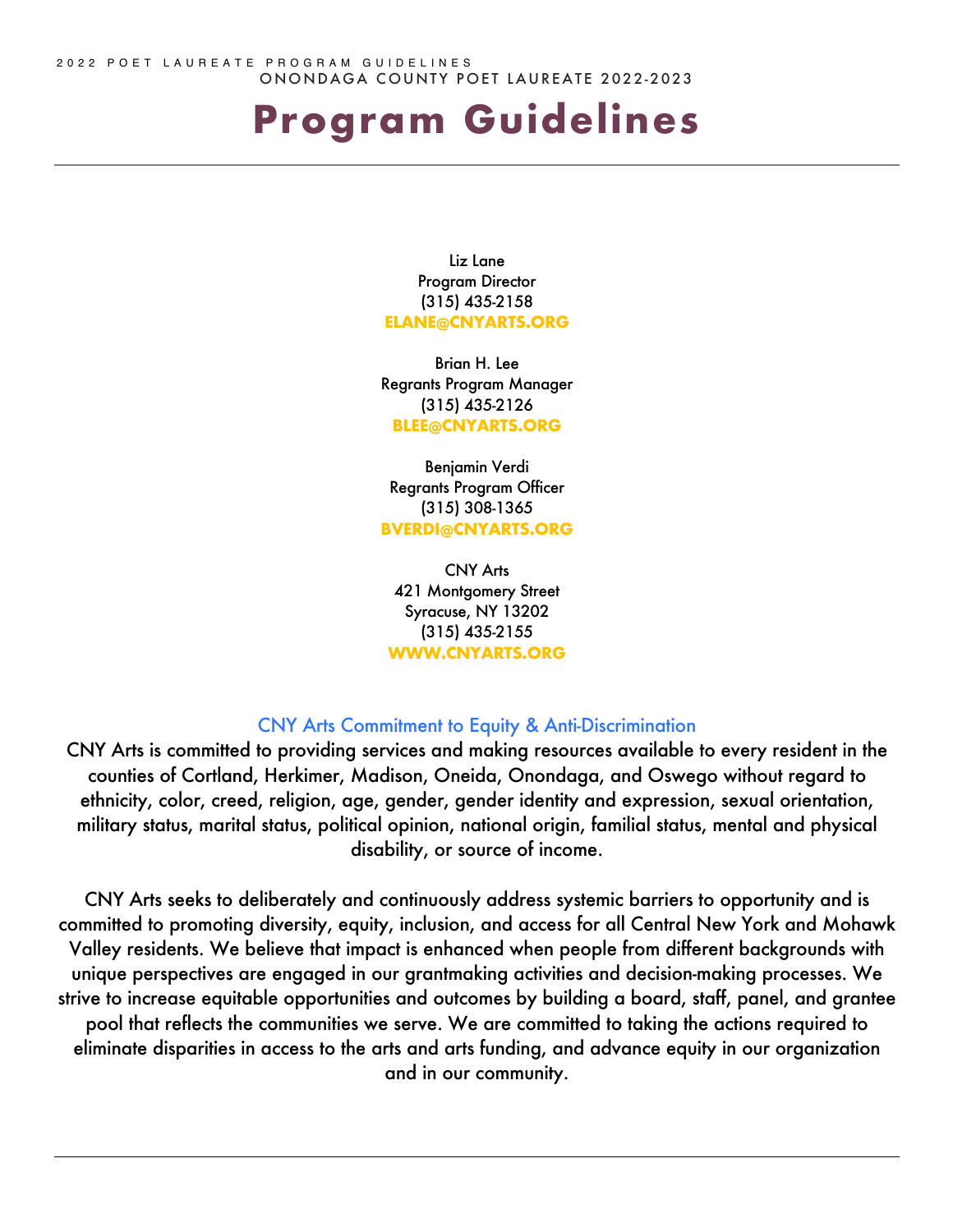ONONDAGA COUNTY POET LAUREATE 2022-2023

# Program Guidelines

Liz Lane
Program Director
(315) 435-2158
**ELANE@CNYARTS.ORG**

Brian H. Lee
Regrants Program Manager
(315) 435-2126
**BLEE@CNYARTS.ORG**

Benjamin Verdi
Regrants Program Officer
(315) 308-1365
**BVERDI@CNYARTS.ORG**

CNY Arts
421 Montgomery Street
Syracuse, NY 13202
(315) 435-2155
**WWW.CNYARTS.ORG**

## CNY Arts Commitment to Equity & Anti-Discrimination

CNY Arts is committed to providing services and making resources available to every resident in the counties of Cortland, Herkimer, Madison, Oneida, Onondaga, and Oswego without regard to ethnicity, color, creed, religion, age, gender, gender identity and expression, sexual orientation, military status, marital status, political opinion, national origin, familial status, mental and physical disability, or source of income.

CNY Arts seeks to deliberately and continuously address systemic barriers to opportunity and is committed to promoting diversity, equity, inclusion, and access for all Central New York and Mohawk Valley residents. We believe that impact is enhanced when people from different backgrounds with unique perspectives are engaged in our grantmaking activities and decision-making processes. We strive to increase equitable opportunities and outcomes by building a board, staff, panel, and grantee pool that reflects the communities we serve. We are committed to taking the actions required to eliminate disparities in access to the arts and arts funding, and advance equity in our organization and in our community.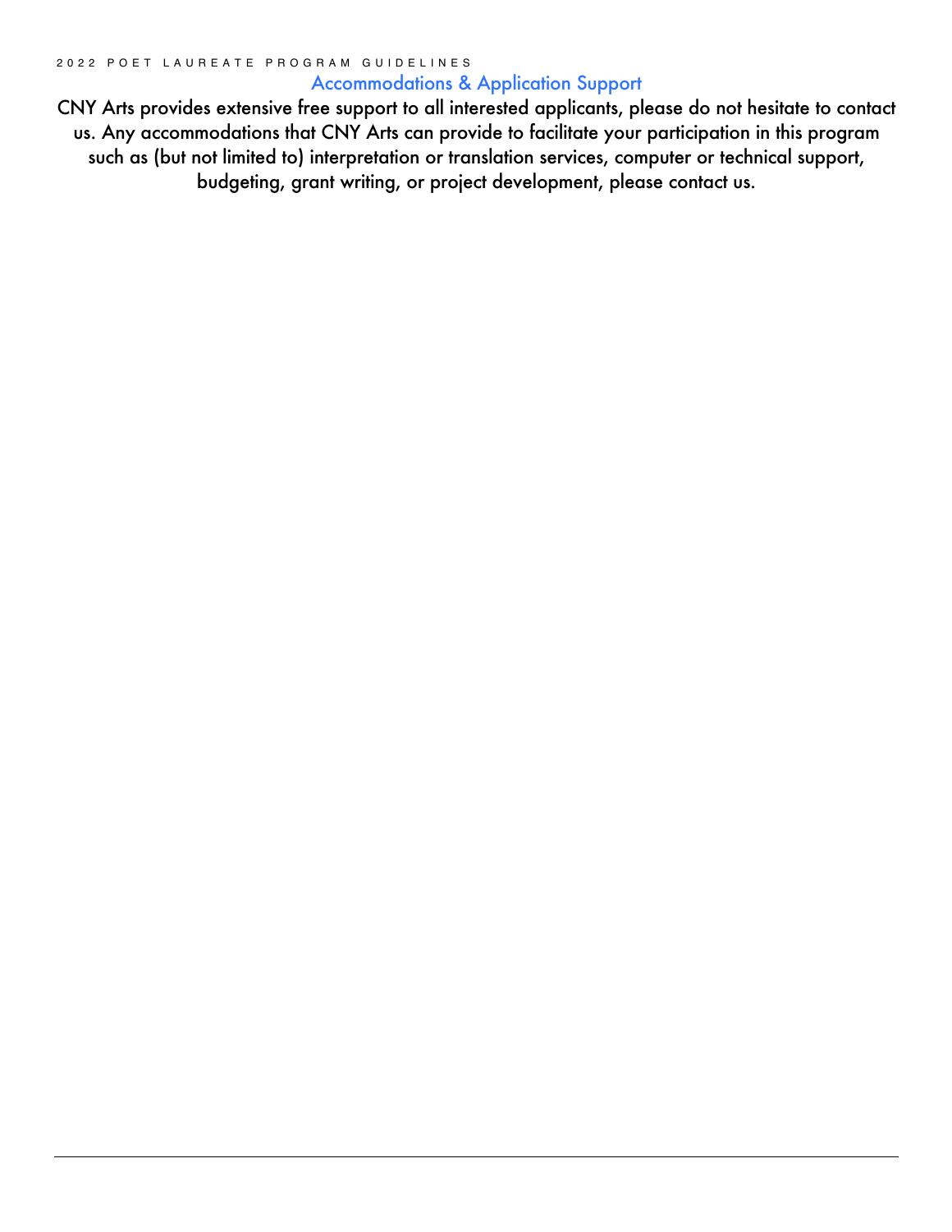## Accommodations & Application Support

CNY Arts provides extensive free support to all interested applicants, please do not hesitate to contact us. Any accommodations that CNY Arts can provide to facilitate your participation in this program such as (but not limited to) interpretation or translation services, computer or technical support, budgeting, grant writing, or project development, please contact us.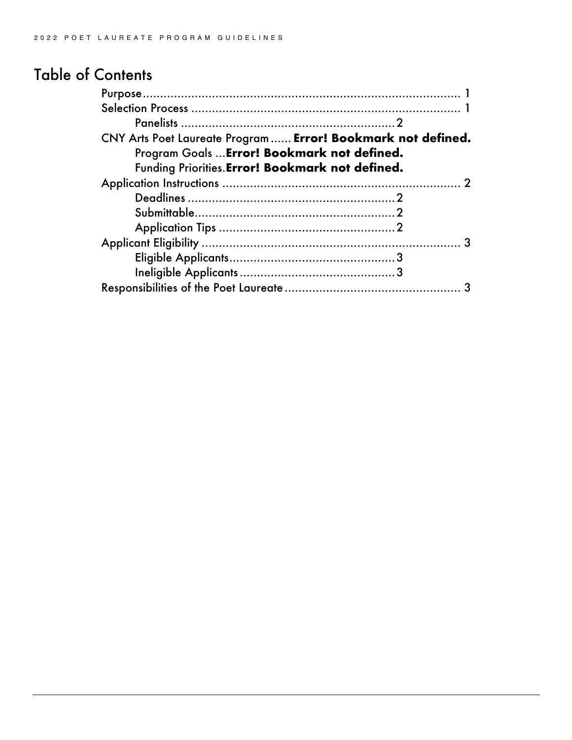# Table of Contents

Purpose ........................................................................................ 1
Selection Process ............................................................................. 1
    Panelists ............................................................... 2
CNY Arts Poet Laureate Program ...... **Error! Bookmark not defined.**
    Program Goals ...**Error! Bookmark not defined.**
    Funding Priorities.**Error! Bookmark not defined.**
Application Instructions ..................................................................... 2
    Deadlines ............................................................... 2
    Submittable............................................................. 2
    Application Tips ....................................................... 2
Applicant Eligibility ........................................................................... 3
    Eligible Applicants.................................................... 3
    Ineligible Applicants ................................................. 3
Responsibilities of the Poet Laureate .................................................. 3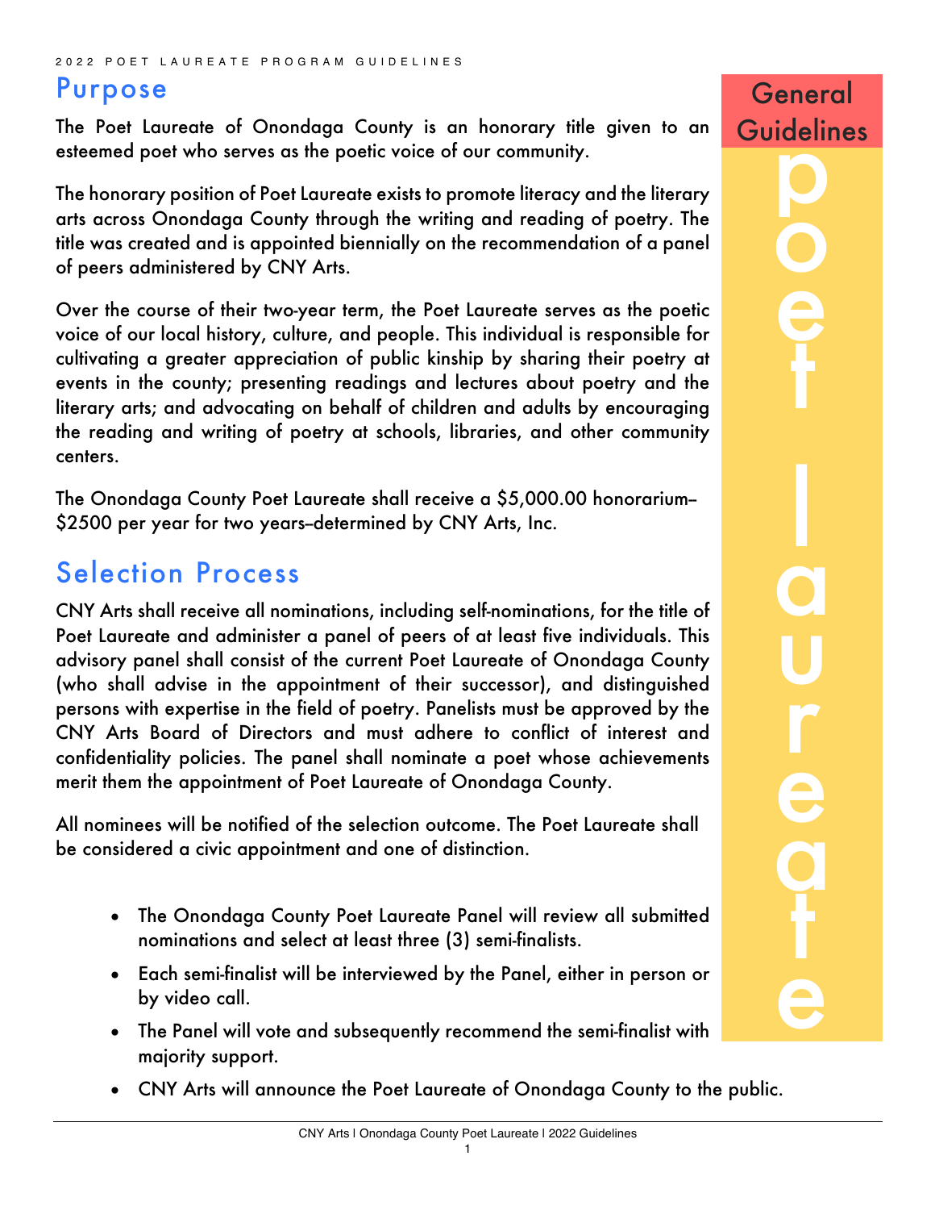2022 POET LAUREATE PROGRAM GUIDELINES

## General Guidelines

# Purpose

The Poet Laureate of Onondaga County is an honorary title given to an esteemed poet who serves as the poetic voice of our community.

The honorary position of Poet Laureate exists to promote literacy and the literary arts across Onondaga County through the writing and reading of poetry. The title was created and is appointed biennially on the recommendation of a panel of peers administered by CNY Arts.

Over the course of their two-year term, the Poet Laureate serves as the poetic voice of our local history, culture, and people. This individual is responsible for cultivating a greater appreciation of public kinship by sharing their poetry at events in the county; presenting readings and lectures about poetry and the literary arts; and advocating on behalf of children and adults by encouraging the reading and writing of poetry at schools, libraries, and other community centers.

The Onondaga County Poet Laureate shall receive a $5,000.00 honorarium–$2500 per year for two years–determined by CNY Arts, Inc.

# Selection Process

CNY Arts shall receive all nominations, including self-nominations, for the title of Poet Laureate and administer a panel of peers of at least five individuals. This advisory panel shall consist of the current Poet Laureate of Onondaga County (who shall advise in the appointment of their successor), and distinguished persons with expertise in the field of poetry. Panelists must be approved by the CNY Arts Board of Directors and must adhere to conflict of interest and confidentiality policies. The panel shall nominate a poet whose achievements merit them the appointment of Poet Laureate of Onondaga County.

All nominees will be notified of the selection outcome. The Poet Laureate shall be considered a civic appointment and one of distinction.

- The Onondaga County Poet Laureate Panel will review all submitted nominations and select at least three (3) semi-finalists.
- Each semi-finalist will be interviewed by the Panel, either in person or by video call.
- The Panel will vote and subsequently recommend the semi-finalist with majority support.
- CNY Arts will announce the Poet Laureate of Onondaga County to the public.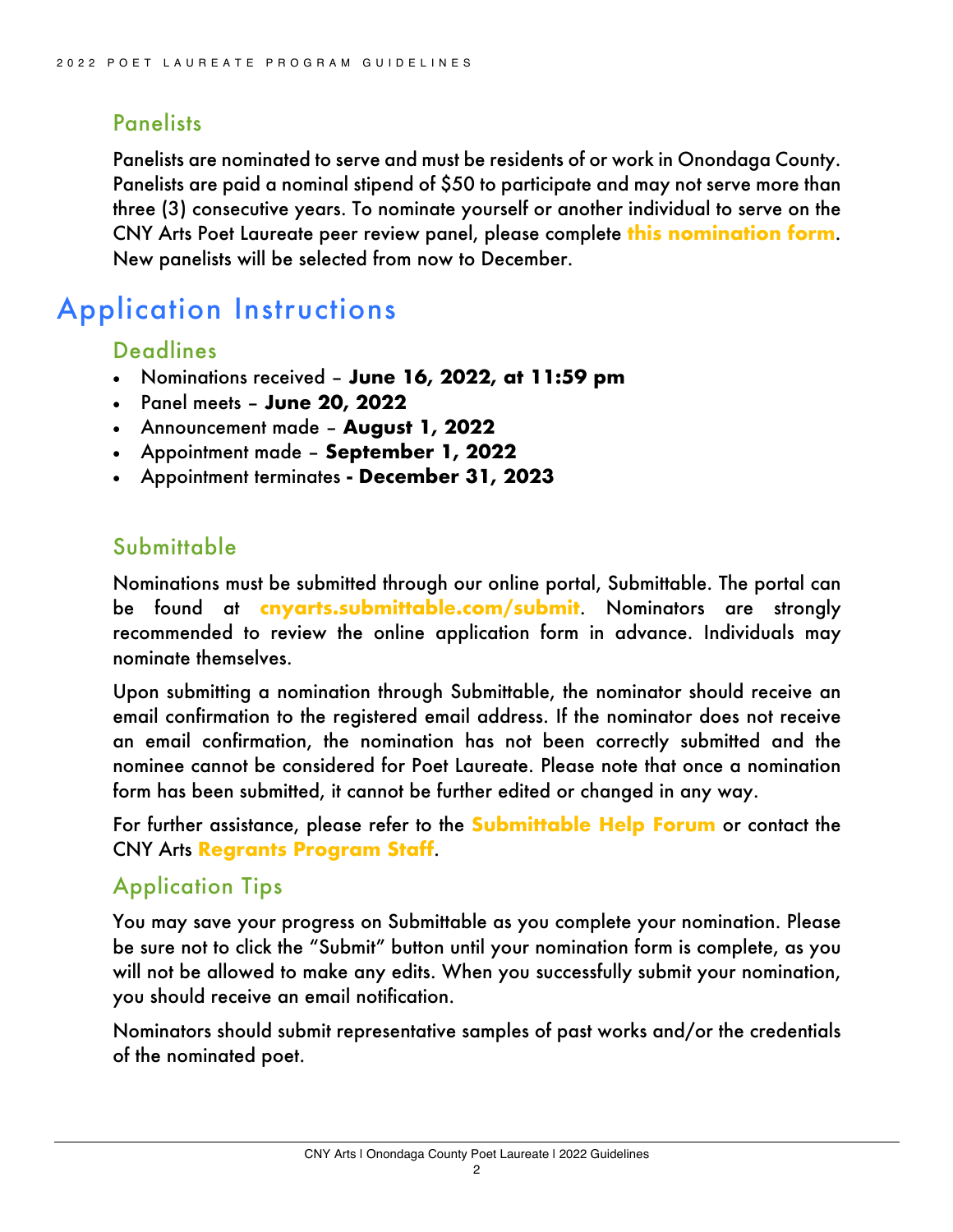### Panelists

Panelists are nominated to serve and must be residents of or work in Onondaga County. Panelists are paid a nominal stipend of $50 to participate and may not serve more than three (3) consecutive years. To nominate yourself or another individual to serve on the CNY Arts Poet Laureate peer review panel, please complete **this nomination form**. New panelists will be selected from now to December.

## Application Instructions

### Deadlines

- Nominations received – **June 16, 2022, at 11:59 pm**
- Panel meets – **June 20, 2022**
- Announcement made – **August 1, 2022**
- Appointment made – **September 1, 2022**
- Appointment terminates **- December 31, 2023**

### Submittable

Nominations must be submitted through our online portal, Submittable. The portal can be found at **cnyarts.submittable.com/submit**. Nominators are strongly recommended to review the online application form in advance. Individuals may nominate themselves.

Upon submitting a nomination through Submittable, the nominator should receive an email confirmation to the registered email address. If the nominator does not receive an email confirmation, the nomination has not been correctly submitted and the nominee cannot be considered for Poet Laureate. Please note that once a nomination form has been submitted, it cannot be further edited or changed in any way.

For further assistance, please refer to the **Submittable Help Forum** or contact the CNY Arts **Regrants Program Staff**.

### Application Tips

You may save your progress on Submittable as you complete your nomination. Please be sure not to click the "Submit" button until your nomination form is complete, as you will not be allowed to make any edits. When you successfully submit your nomination, you should receive an email notification.

Nominators should submit representative samples of past works and/or the credentials of the nominated poet.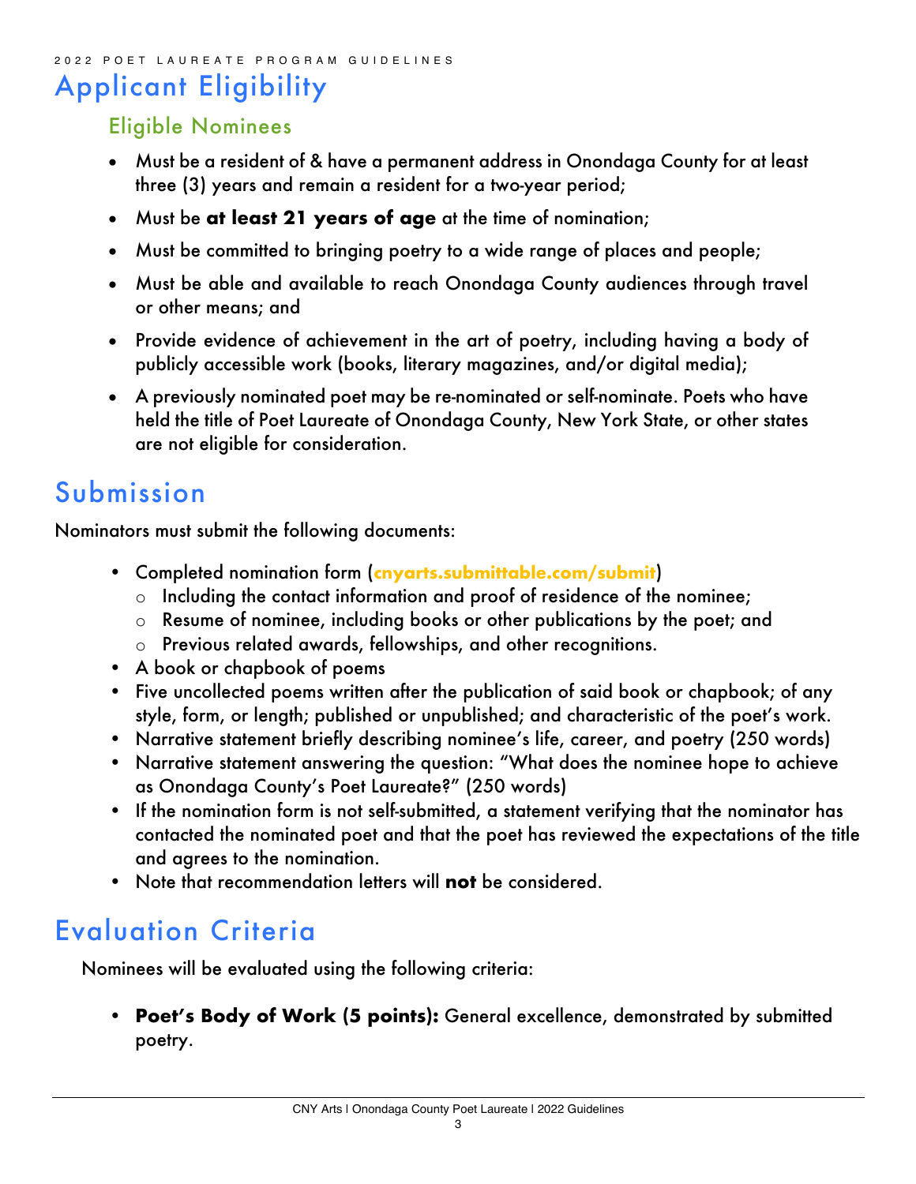# Applicant Eligibility

## Eligible Nominees

- Must be a resident of & have a permanent address in Onondaga County for at least three (3) years and remain a resident for a two-year period;
- Must be **at least 21 years of age** at the time of nomination;
- Must be committed to bringing poetry to a wide range of places and people;
- Must be able and available to reach Onondaga County audiences through travel or other means; and
- Provide evidence of achievement in the art of poetry, including having a body of publicly accessible work (books, literary magazines, and/or digital media);
- A previously nominated poet may be re-nominated or self-nominate. Poets who have held the title of Poet Laureate of Onondaga County, New York State, or other states are not eligible for consideration.

# Submission

Nominators must submit the following documents:

- Completed nomination form (**cnyarts.submittable.com/submit**)
  - Including the contact information and proof of residence of the nominee;
  - Resume of nominee, including books or other publications by the poet; and
  - Previous related awards, fellowships, and other recognitions.
- A book or chapbook of poems
- Five uncollected poems written after the publication of said book or chapbook; of any style, form, or length; published or unpublished; and characteristic of the poet's work.
- Narrative statement briefly describing nominee's life, career, and poetry (250 words)
- Narrative statement answering the question: "What does the nominee hope to achieve as Onondaga County's Poet Laureate?" (250 words)
- If the nomination form is not self-submitted, a statement verifying that the nominator has contacted the nominated poet and that the poet has reviewed the expectations of the title and agrees to the nomination.
- Note that recommendation letters will **not** be considered.

# Evaluation Criteria

Nominees will be evaluated using the following criteria:

- **Poet's Body of Work (5 points):** General excellence, demonstrated by submitted poetry.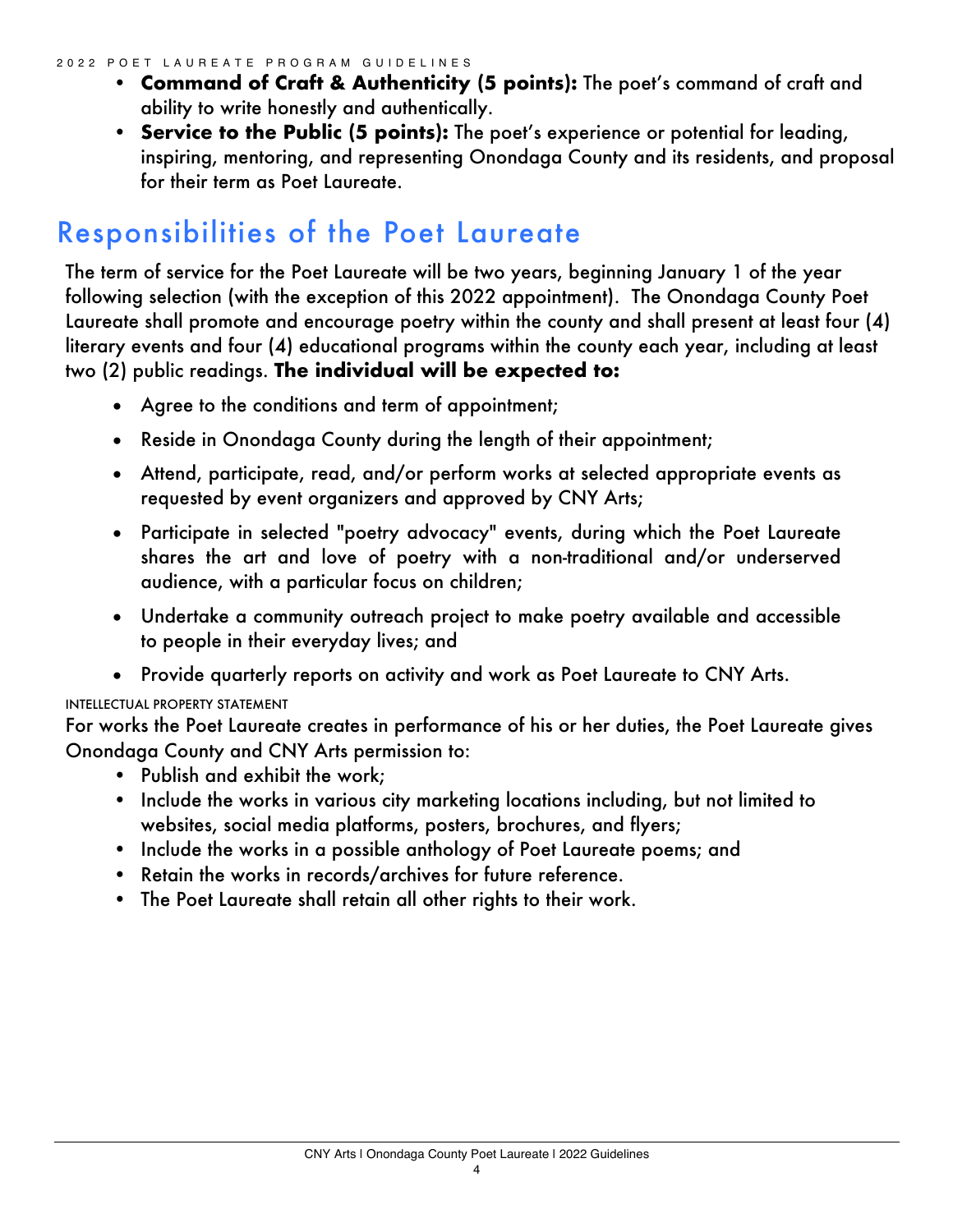- **Command of Craft & Authenticity (5 points):** The poet's command of craft and ability to write honestly and authentically.
- **Service to the Public (5 points):** The poet's experience or potential for leading, inspiring, mentoring, and representing Onondaga County and its residents, and proposal for their term as Poet Laureate.

## Responsibilities of the Poet Laureate

The term of service for the Poet Laureate will be two years, beginning January 1 of the year following selection (with the exception of this 2022 appointment). The Onondaga County Poet Laureate shall promote and encourage poetry within the county and shall present at least four (4) literary events and four (4) educational programs within the county each year, including at least two (2) public readings. **The individual will be expected to:**

- Agree to the conditions and term of appointment;
- Reside in Onondaga County during the length of their appointment;
- Attend, participate, read, and/or perform works at selected appropriate events as requested by event organizers and approved by CNY Arts;
- Participate in selected "poetry advocacy" events, during which the Poet Laureate shares the art and love of poetry with a non-traditional and/or underserved audience, with a particular focus on children;
- Undertake a community outreach project to make poetry available and accessible to people in their everyday lives; and
- Provide quarterly reports on activity and work as Poet Laureate to CNY Arts.

INTELLECTUAL PROPERTY STATEMENT

For works the Poet Laureate creates in performance of his or her duties, the Poet Laureate gives Onondaga County and CNY Arts permission to:

- Publish and exhibit the work;
- Include the works in various city marketing locations including, but not limited to websites, social media platforms, posters, brochures, and flyers;
- Include the works in a possible anthology of Poet Laureate poems; and
- Retain the works in records/archives for future reference.
- The Poet Laureate shall retain all other rights to their work.